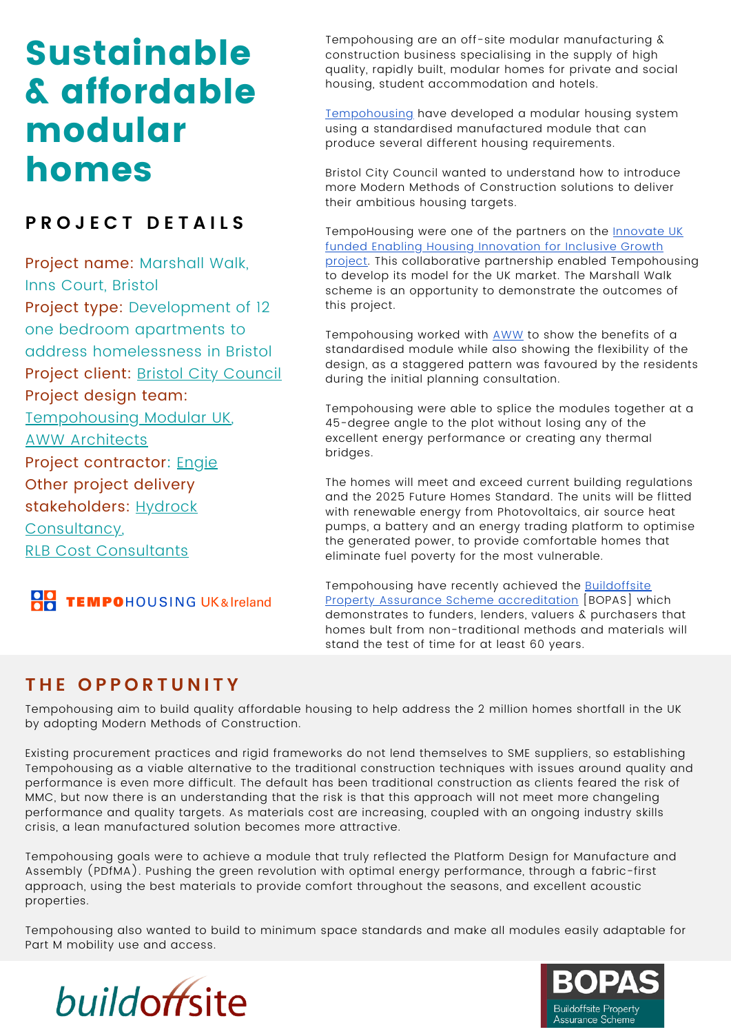# Sustainable & affordable modular homes

## PROJECT DETAILS

Project name: Marshall Walk, Inns Court, Bristol
Project type: Development of 12 one bedroom apartments to address homelessness in Bristol
Project client: Bristol City Council
Project design team: Tempohousing Modular UK, AWW Architects
Project contractor: Engie
Other project delivery stakeholders: Hydrock Consultancy, RLB Cost Consultants

TEMPOHOUSING UK & Ireland

Tempohousing are an off-site modular manufacturing & construction business specialising in the supply of high quality, rapidly built, modular homes for private and social housing, student accommodation and hotels.

Tempohousing have developed a modular housing system using a standardised manufactured module that can produce several different housing requirements.

Bristol City Council wanted to understand how to introduce more Modern Methods of Construction solutions to deliver their ambitious housing targets.

TempoHousing were one of the partners on the Innovate UK funded Enabling Housing Innovation for Inclusive Growth project. This collaborative partnership enabled Tempohousing to develop its model for the UK market. The Marshall Walk scheme is an opportunity to demonstrate the outcomes of this project.

Tempohousing worked with AWW to show the benefits of a standardised module while also showing the flexibility of the design, as a staggered pattern was favoured by the residents during the initial planning consultation.

Tempohousing were able to splice the modules together at a 45-degree angle to the plot without losing any of the excellent energy performance or creating any thermal bridges.

The homes will meet and exceed current building regulations and the 2025 Future Homes Standard. The units will be flitted with renewable energy from Photovoltaics, air source heat pumps, a battery and an energy trading platform to optimise the generated power, to provide comfortable homes that eliminate fuel poverty for the most vulnerable.

Tempohousing have recently achieved the Buildoffsite Property Assurance Scheme accreditation [BOPAS] which demonstrates to funders, lenders, valuers & purchasers that homes bult from non-traditional methods and materials will stand the test of time for at least 60 years.

## THE OPPORTUNITY

Tempohousing aim to build quality affordable housing to help address the 2 million homes shortfall in the UK by adopting Modern Methods of Construction.

Existing procurement practices and rigid frameworks do not lend themselves to SME suppliers, so establishing Tempohousing as a viable alternative to the traditional construction techniques with issues around quality and performance is even more difficult. The default has been traditional construction as clients feared the risk of MMC, but now there is an understanding that the risk is that this approach will not meet more changeling performance and quality targets. As materials cost are increasing, coupled with an ongoing industry skills crisis, a lean manufactured solution becomes more attractive.

Tempohousing goals were to achieve a module that truly reflected the Platform Design for Manufacture and Assembly (PDfMA). Pushing the green revolution with optimal energy performance, through a fabric-first approach, using the best materials to provide comfort throughout the seasons, and excellent acoustic properties.

Tempohousing also wanted to build to minimum space standards and make all modules easily adaptable for Part M mobility use and access.

buildoffsite

BOPAS
Buildoffsite Property Assurance Scheme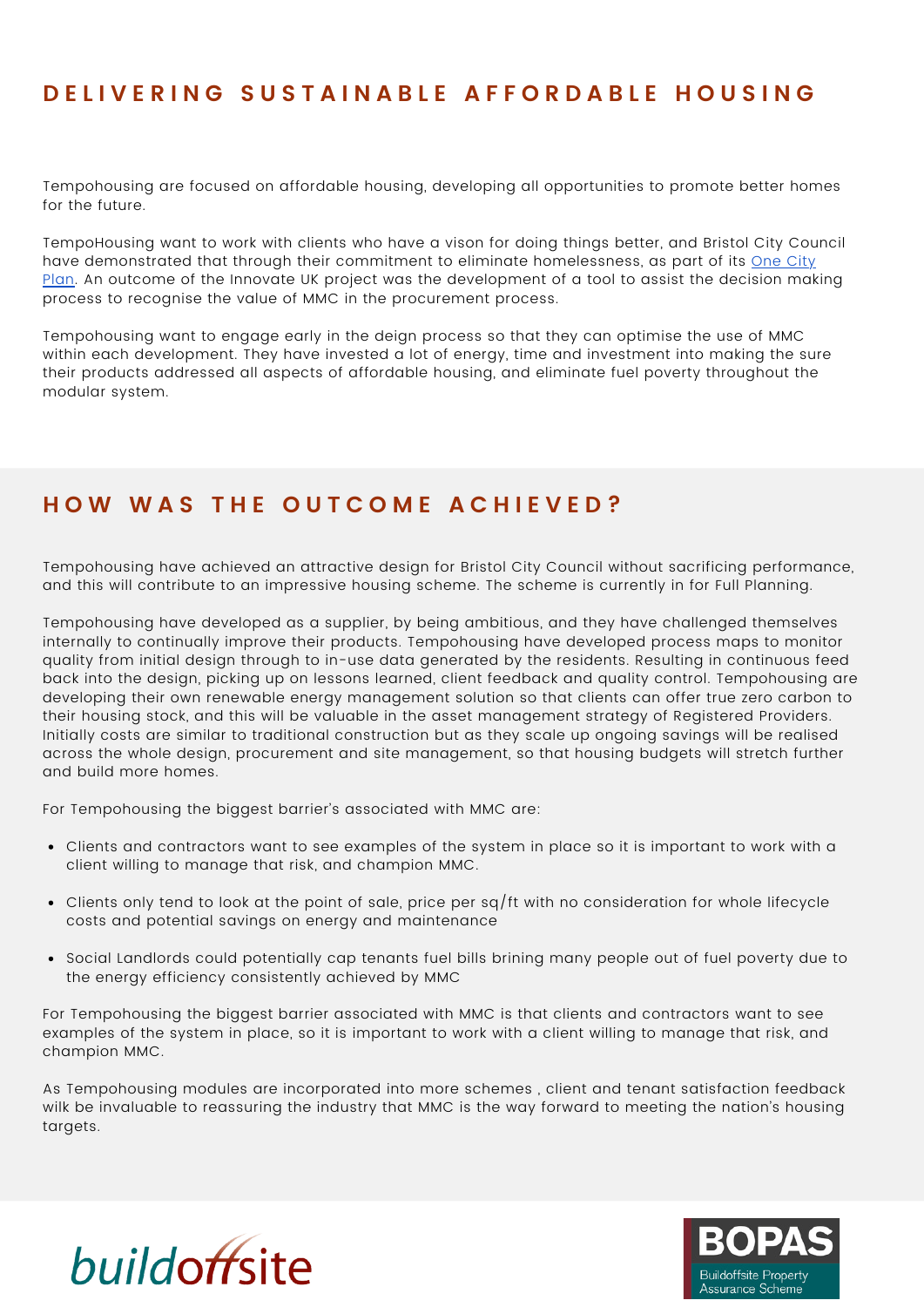## DELIVERING SUSTAINABLE AFFORDABLE HOUSING

Tempohousing are focused on affordable housing, developing all opportunities to promote better homes for the future.

TempoHousing want to work with clients who have a vison for doing things better, and Bristol City Council have demonstrated that through their commitment to eliminate homelessness, as part of its One City Plan. An outcome of the Innovate UK project was the development of a tool to assist the decision making process to recognise the value of MMC in the procurement process.

Tempohousing want to engage early in the deign process so that they can optimise the use of MMC within each development. They have invested a lot of energy, time and investment into making the sure their products addressed all aspects of affordable housing, and eliminate fuel poverty throughout the modular system.

## HOW WAS THE OUTCOME ACHIEVED?

Tempohousing have achieved an attractive design for Bristol City Council without sacrificing performance, and this will contribute to an impressive housing scheme. The scheme is currently in for Full Planning.

Tempohousing have developed as a supplier, by being ambitious, and they have challenged themselves internally to continually improve their products. Tempohousing have developed process maps to monitor quality from initial design through to in-use data generated by the residents. Resulting in continuous feed back into the design, picking up on lessons learned, client feedback and quality control. Tempohousing are developing their own renewable energy management solution so that clients can offer true zero carbon to their housing stock, and this will be valuable in the asset management strategy of Registered Providers. Initially costs are similar to traditional construction but as they scale up ongoing savings will be realised across the whole design, procurement and site management, so that housing budgets will stretch further and build more homes.

For Tempohousing the biggest barrier's associated with MMC are:

- Clients and contractors want to see examples of the system in place so it is important to work with a client willing to manage that risk, and champion MMC.
- Clients only tend to look at the point of sale, price per sq/ft with no consideration for whole lifecycle costs and potential savings on energy and maintenance
- Social Landlords could potentially cap tenants fuel bills brining many people out of fuel poverty due to the energy efficiency consistently achieved by MMC

For Tempohousing the biggest barrier associated with MMC is that clients and contractors want to see examples of the system in place, so it is important to work with a client willing to manage that risk, and champion MMC.

As Tempohousing modules are incorporated into more schemes , client and tenant satisfaction feedback wilk be invaluable to reassuring the industry that MMC is the way forward to meeting the nation's housing targets.

buildoffsite

BOPAS
Buildoffsite Property Assurance Scheme